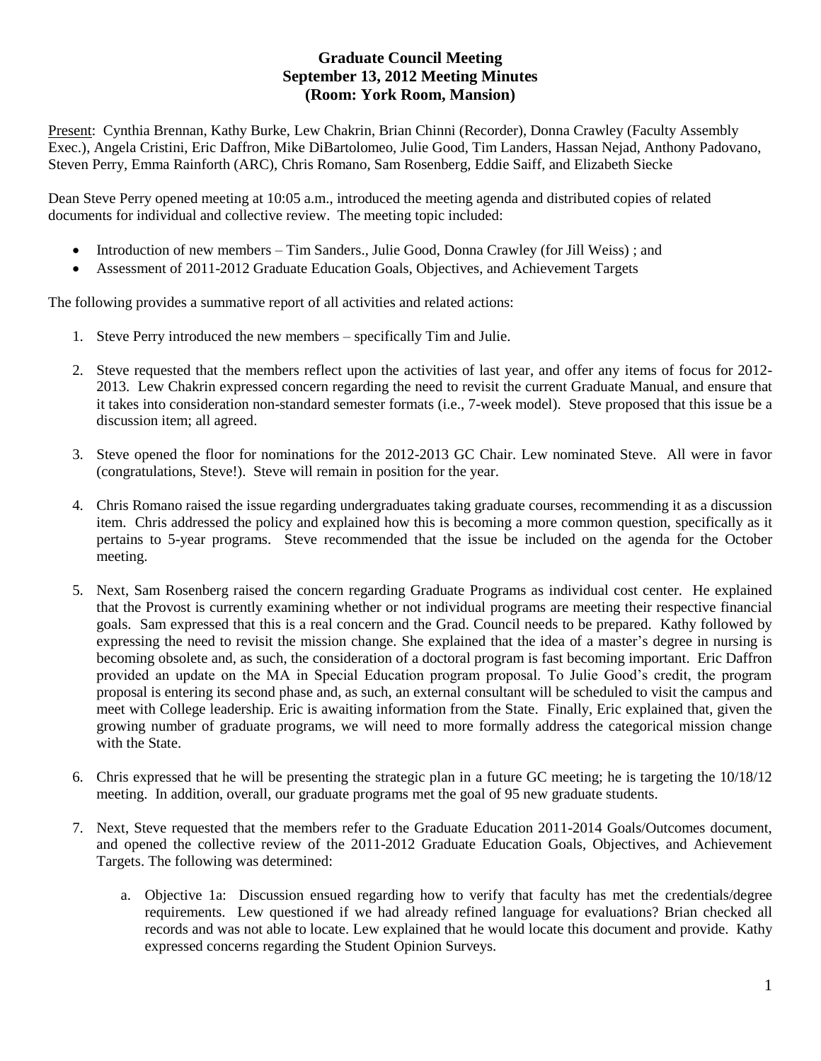# Graduate Council Meeting
## September 13, 2012 Meeting Minutes
### (Room: York Room, Mansion)

Present: Cynthia Brennan, Kathy Burke, Lew Chakrin, Brian Chinni (Recorder), Donna Crawley (Faculty Assembly Exec.), Angela Cristini, Eric Daffron, Mike DiBartolomeo, Julie Good, Tim Landers, Hassan Nejad, Anthony Padovano, Steven Perry, Emma Rainforth (ARC), Chris Romano, Sam Rosenberg, Eddie Saiff, and Elizabeth Siecke

Dean Steve Perry opened meeting at 10:05 a.m., introduced the meeting agenda and distributed copies of related documents for individual and collective review. The meeting topic included:

- Introduction of new members – Tim Sanders., Julie Good, Donna Crawley (for Jill Weiss) ; and
- Assessment of 2011-2012 Graduate Education Goals, Objectives, and Achievement Targets

The following provides a summative report of all activities and related actions:

1. Steve Perry introduced the new members – specifically Tim and Julie.

2. Steve requested that the members reflect upon the activities of last year, and offer any items of focus for 2012-2013. Lew Chakrin expressed concern regarding the need to revisit the current Graduate Manual, and ensure that it takes into consideration non-standard semester formats (i.e., 7-week model). Steve proposed that this issue be a discussion item; all agreed.

3. Steve opened the floor for nominations for the 2012-2013 GC Chair. Lew nominated Steve. All were in favor (congratulations, Steve!). Steve will remain in position for the year.

4. Chris Romano raised the issue regarding undergraduates taking graduate courses, recommending it as a discussion item. Chris addressed the policy and explained how this is becoming a more common question, specifically as it pertains to 5-year programs. Steve recommended that the issue be included on the agenda for the October meeting.

5. Next, Sam Rosenberg raised the concern regarding Graduate Programs as individual cost center. He explained that the Provost is currently examining whether or not individual programs are meeting their respective financial goals. Sam expressed that this is a real concern and the Grad. Council needs to be prepared. Kathy followed by expressing the need to revisit the mission change. She explained that the idea of a master's degree in nursing is becoming obsolete and, as such, the consideration of a doctoral program is fast becoming important. Eric Daffron provided an update on the MA in Special Education program proposal. To Julie Good's credit, the program proposal is entering its second phase and, as such, an external consultant will be scheduled to visit the campus and meet with College leadership. Eric is awaiting information from the State. Finally, Eric explained that, given the growing number of graduate programs, we will need to more formally address the categorical mission change with the State.

6. Chris expressed that he will be presenting the strategic plan in a future GC meeting; he is targeting the 10/18/12 meeting. In addition, overall, our graduate programs met the goal of 95 new graduate students.

7. Next, Steve requested that the members refer to the Graduate Education 2011-2014 Goals/Outcomes document, and opened the collective review of the 2011-2012 Graduate Education Goals, Objectives, and Achievement Targets. The following was determined:

   a. Objective 1a: Discussion ensued regarding how to verify that faculty has met the credentials/degree requirements. Lew questioned if we had already refined language for evaluations? Brian checked all records and was not able to locate. Lew explained that he would locate this document and provide. Kathy expressed concerns regarding the Student Opinion Surveys.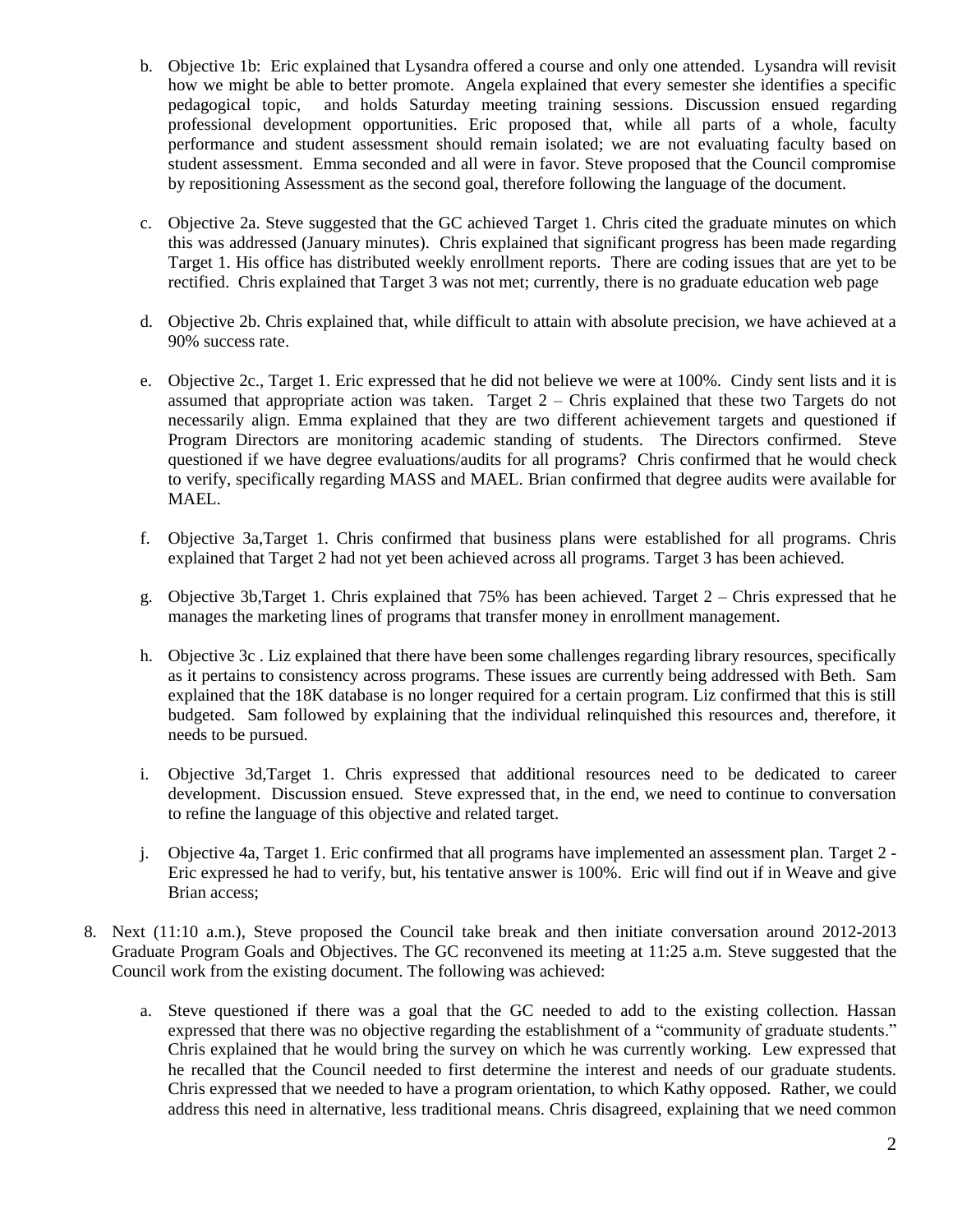b. Objective 1b: Eric explained that Lysandra offered a course and only one attended. Lysandra will revisit how we might be able to better promote. Angela explained that every semester she identifies a specific pedagogical topic, and holds Saturday meeting training sessions. Discussion ensued regarding professional development opportunities. Eric proposed that, while all parts of a whole, faculty performance and student assessment should remain isolated; we are not evaluating faculty based on student assessment. Emma seconded and all were in favor. Steve proposed that the Council compromise by repositioning Assessment as the second goal, therefore following the language of the document.

c. Objective 2a. Steve suggested that the GC achieved Target 1. Chris cited the graduate minutes on which this was addressed (January minutes). Chris explained that significant progress has been made regarding Target 1. His office has distributed weekly enrollment reports. There are coding issues that are yet to be rectified. Chris explained that Target 3 was not met; currently, there is no graduate education web page

d. Objective 2b. Chris explained that, while difficult to attain with absolute precision, we have achieved at a 90% success rate.

e. Objective 2c., Target 1. Eric expressed that he did not believe we were at 100%. Cindy sent lists and it is assumed that appropriate action was taken. Target 2 – Chris explained that these two Targets do not necessarily align. Emma explained that they are two different achievement targets and questioned if Program Directors are monitoring academic standing of students. The Directors confirmed. Steve questioned if we have degree evaluations/audits for all programs? Chris confirmed that he would check to verify, specifically regarding MASS and MAEL. Brian confirmed that degree audits were available for MAEL.

f. Objective 3a,Target 1. Chris confirmed that business plans were established for all programs. Chris explained that Target 2 had not yet been achieved across all programs. Target 3 has been achieved.

g. Objective 3b,Target 1. Chris explained that 75% has been achieved. Target 2 – Chris expressed that he manages the marketing lines of programs that transfer money in enrollment management.

h. Objective 3c . Liz explained that there have been some challenges regarding library resources, specifically as it pertains to consistency across programs. These issues are currently being addressed with Beth. Sam explained that the 18K database is no longer required for a certain program. Liz confirmed that this is still budgeted. Sam followed by explaining that the individual relinquished this resources and, therefore, it needs to be pursued.

i. Objective 3d,Target 1. Chris expressed that additional resources need to be dedicated to career development. Discussion ensued. Steve expressed that, in the end, we need to continue to conversation to refine the language of this objective and related target.

j. Objective 4a, Target 1. Eric confirmed that all programs have implemented an assessment plan. Target 2 - Eric expressed he had to verify, but, his tentative answer is 100%. Eric will find out if in Weave and give Brian access;

8. Next (11:10 a.m.), Steve proposed the Council take break and then initiate conversation around 2012-2013 Graduate Program Goals and Objectives. The GC reconvened its meeting at 11:25 a.m. Steve suggested that the Council work from the existing document. The following was achieved:

   a. Steve questioned if there was a goal that the GC needed to add to the existing collection. Hassan expressed that there was no objective regarding the establishment of a "community of graduate students." Chris explained that he would bring the survey on which he was currently working. Lew expressed that he recalled that the Council needed to first determine the interest and needs of our graduate students. Chris expressed that we needed to have a program orientation, to which Kathy opposed. Rather, we could address this need in alternative, less traditional means. Chris disagreed, explaining that we need common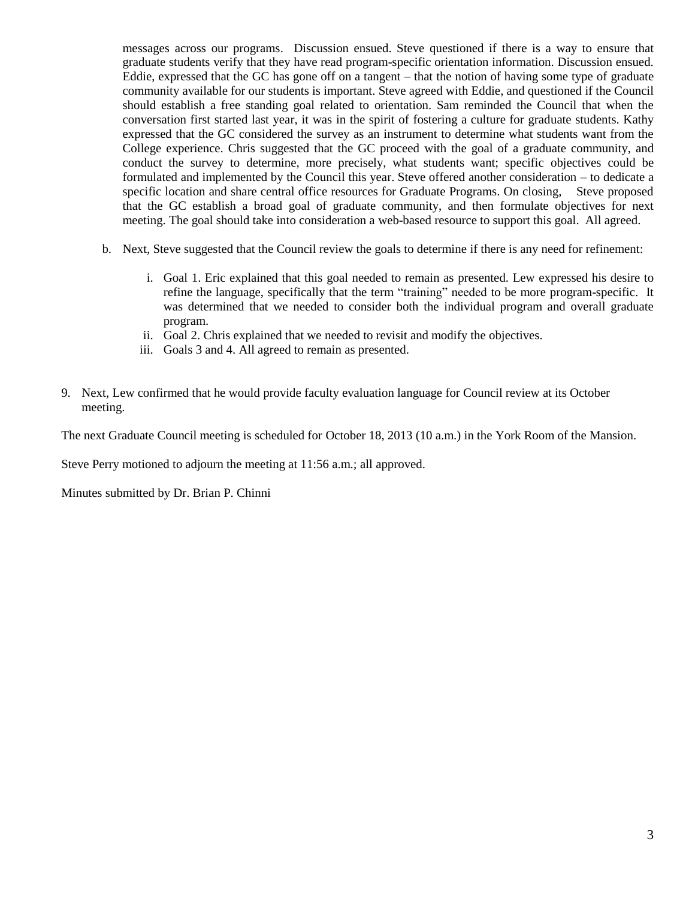messages across our programs. Discussion ensued. Steve questioned if there is a way to ensure that graduate students verify that they have read program-specific orientation information. Discussion ensued. Eddie, expressed that the GC has gone off on a tangent – that the notion of having some type of graduate community available for our students is important. Steve agreed with Eddie, and questioned if the Council should establish a free standing goal related to orientation. Sam reminded the Council that when the conversation first started last year, it was in the spirit of fostering a culture for graduate students. Kathy expressed that the GC considered the survey as an instrument to determine what students want from the College experience. Chris suggested that the GC proceed with the goal of a graduate community, and conduct the survey to determine, more precisely, what students want; specific objectives could be formulated and implemented by the Council this year. Steve offered another consideration – to dedicate a specific location and share central office resources for Graduate Programs. On closing, Steve proposed that the GC establish a broad goal of graduate community, and then formulate objectives for next meeting. The goal should take into consideration a web-based resource to support this goal. All agreed.

b. Next, Steve suggested that the Council review the goals to determine if there is any need for refinement:

   i. Goal 1. Eric explained that this goal needed to remain as presented. Lew expressed his desire to refine the language, specifically that the term "training" needed to be more program-specific. It was determined that we needed to consider both the individual program and overall graduate program.
   ii. Goal 2. Chris explained that we needed to revisit and modify the objectives.
   iii. Goals 3 and 4. All agreed to remain as presented.

9. Next, Lew confirmed that he would provide faculty evaluation language for Council review at its October meeting.

The next Graduate Council meeting is scheduled for October 18, 2013 (10 a.m.) in the York Room of the Mansion.

Steve Perry motioned to adjourn the meeting at 11:56 a.m.; all approved.

Minutes submitted by Dr. Brian P. Chinni